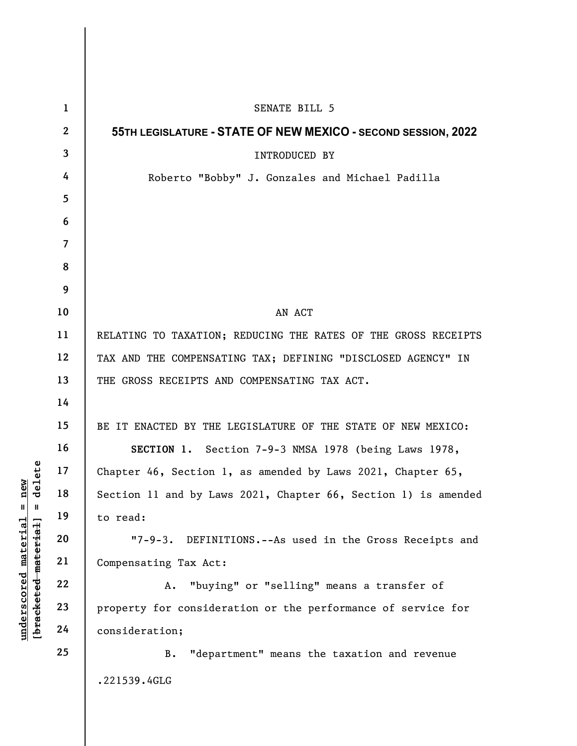SENATE BILL 5

**55TH LEGISLATURE - STATE OF NEW MEXICO - SECOND SESSION, 2022**

INTRODUCED BY

Roberto "Bobby" J. Gonzales and Michael Padilla

AN ACT

RELATING TO TAXATION; REDUCING THE RATES OF THE GROSS RECEIPTS TAX AND THE COMPENSATING TAX; DEFINING "DISCLOSED AGENCY" IN THE GROSS RECEIPTS AND COMPENSATING TAX ACT.

BE IT ENACTED BY THE LEGISLATURE OF THE STATE OF NEW MEXICO:

**SECTION 1.** Section 7-9-3 NMSA 1978 (being Laws 1978, Chapter 46, Section 1, as amended by Laws 2021, Chapter 65, Section 11 and by Laws 2021, Chapter 66, Section 1) is amended to read:

"7-9-3. DEFINITIONS.--As used in the Gross Receipts and Compensating Tax Act:

A. "buying" or "selling" means a transfer of property for consideration or the performance of service for consideration;

B. "department" means the taxation and revenue

.221539.4GLG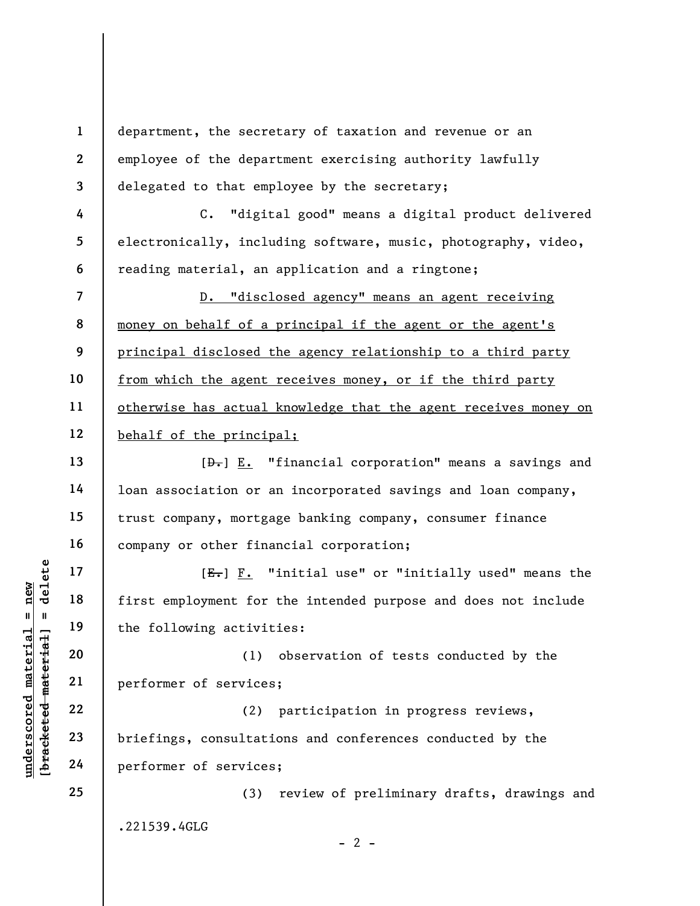department, the secretary of taxation and revenue or an employee of the department exercising authority lawfully delegated to that employee by the secretary;

C. "digital good" means a digital product delivered electronically, including software, music, photography, video, reading material, an application and a ringtone;

<u>D. "disclosed agency" means an agent receiving money on behalf of a principal if the agent or the agent's principal disclosed the agency relationship to a third party from which the agent receives money, or if the third party otherwise has actual knowledge that the agent receives money on behalf of the principal;</u>

[~~D.~~] <u>E.</u> "financial corporation" means a savings and loan association or an incorporated savings and loan company, trust company, mortgage banking company, consumer finance company or other financial corporation;

[~~E.~~] <u>F.</u> "initial use" or "initially used" means the first employment for the intended purpose and does not include the following activities:

(1) observation of tests conducted by the performer of services;

(2) participation in progress reviews, briefings, consultations and conferences conducted by the performer of services;

(3) review of preliminary drafts, drawings and

.221539.4GLG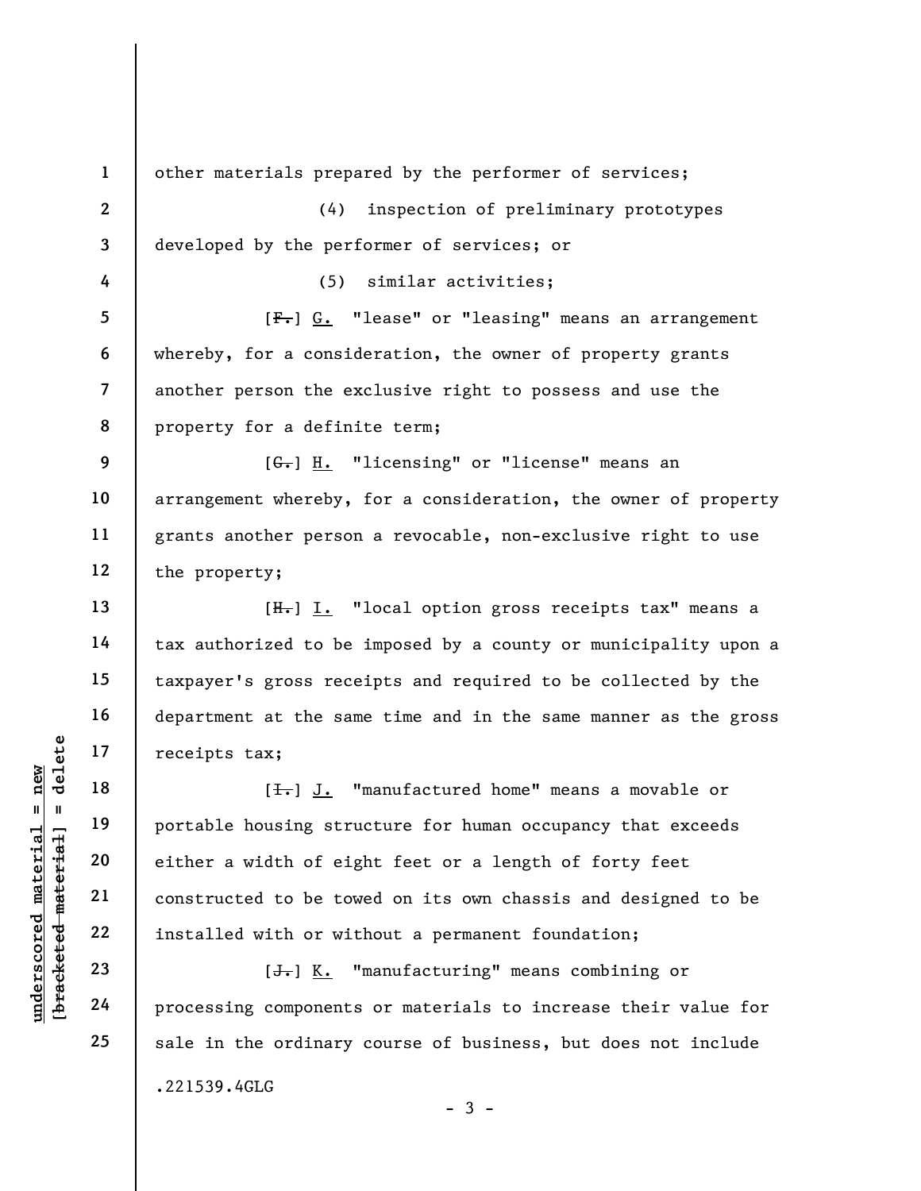other materials prepared by the performer of services;

(4) inspection of preliminary prototypes developed by the performer of services; or

(5) similar activities;

[~~F.~~] G. "lease" or "leasing" means an arrangement whereby, for a consideration, the owner of property grants another person the exclusive right to possess and use the property for a definite term;

[~~G.~~] H. "licensing" or "license" means an arrangement whereby, for a consideration, the owner of property grants another person a revocable, non-exclusive right to use the property;

[~~H.~~] I. "local option gross receipts tax" means a tax authorized to be imposed by a county or municipality upon a taxpayer's gross receipts and required to be collected by the department at the same time and in the same manner as the gross receipts tax;

[~~I.~~] J. "manufactured home" means a movable or portable housing structure for human occupancy that exceeds either a width of eight feet or a length of forty feet constructed to be towed on its own chassis and designed to be installed with or without a permanent foundation;

[~~J.~~] K. "manufacturing" means combining or processing components or materials to increase their value for sale in the ordinary course of business, but does not include

.221539.4GLG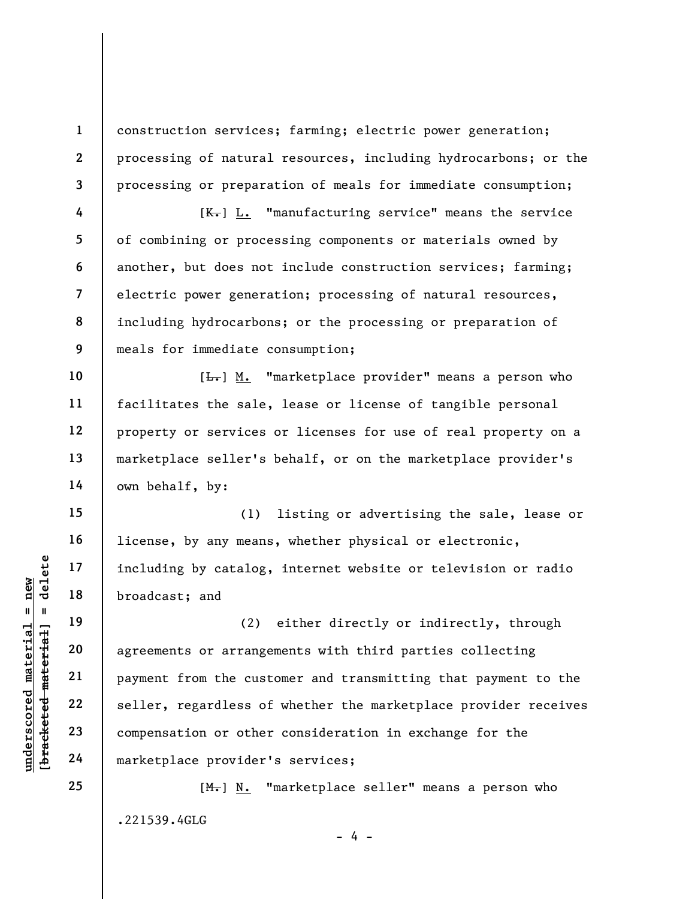construction services; farming; electric power generation; processing of natural resources, including hydrocarbons; or the processing or preparation of meals for immediate consumption;

[~~K.~~] L. "manufacturing service" means the service of combining or processing components or materials owned by another, but does not include construction services; farming; electric power generation; processing of natural resources, including hydrocarbons; or the processing or preparation of meals for immediate consumption;

[~~L.~~] M. "marketplace provider" means a person who facilitates the sale, lease or license of tangible personal property or services or licenses for use of real property on a marketplace seller's behalf, or on the marketplace provider's own behalf, by:

(1) listing or advertising the sale, lease or license, by any means, whether physical or electronic, including by catalog, internet website or television or radio broadcast; and

(2) either directly or indirectly, through agreements or arrangements with third parties collecting payment from the customer and transmitting that payment to the seller, regardless of whether the marketplace provider receives compensation or other consideration in exchange for the marketplace provider's services;

[~~M.~~] N. "marketplace seller" means a person who

.221539.4GLG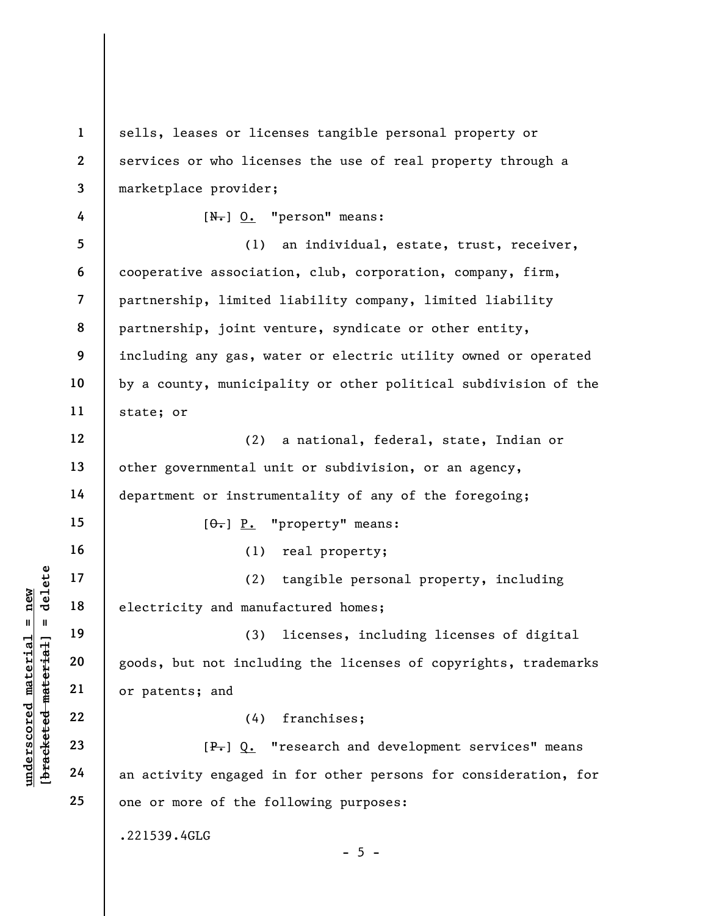sells, leases or licenses tangible personal property or services or who licenses the use of real property through a marketplace provider;

[~~N.~~] <u>O.</u> "person" means:

(1) an individual, estate, trust, receiver, cooperative association, club, corporation, company, firm, partnership, limited liability company, limited liability partnership, joint venture, syndicate or other entity, including any gas, water or electric utility owned or operated by a county, municipality or other political subdivision of the state; or

(2) a national, federal, state, Indian or other governmental unit or subdivision, or an agency, department or instrumentality of any of the foregoing;

[~~O.~~] <u>P.</u> "property" means:

(1) real property;

(2) tangible personal property, including electricity and manufactured homes;

(3) licenses, including licenses of digital goods, but not including the licenses of copyrights, trademarks or patents; and

(4) franchises;

[~~P.~~] <u>Q.</u> "research and development services" means an activity engaged in for other persons for consideration, for one or more of the following purposes:

.221539.4GLG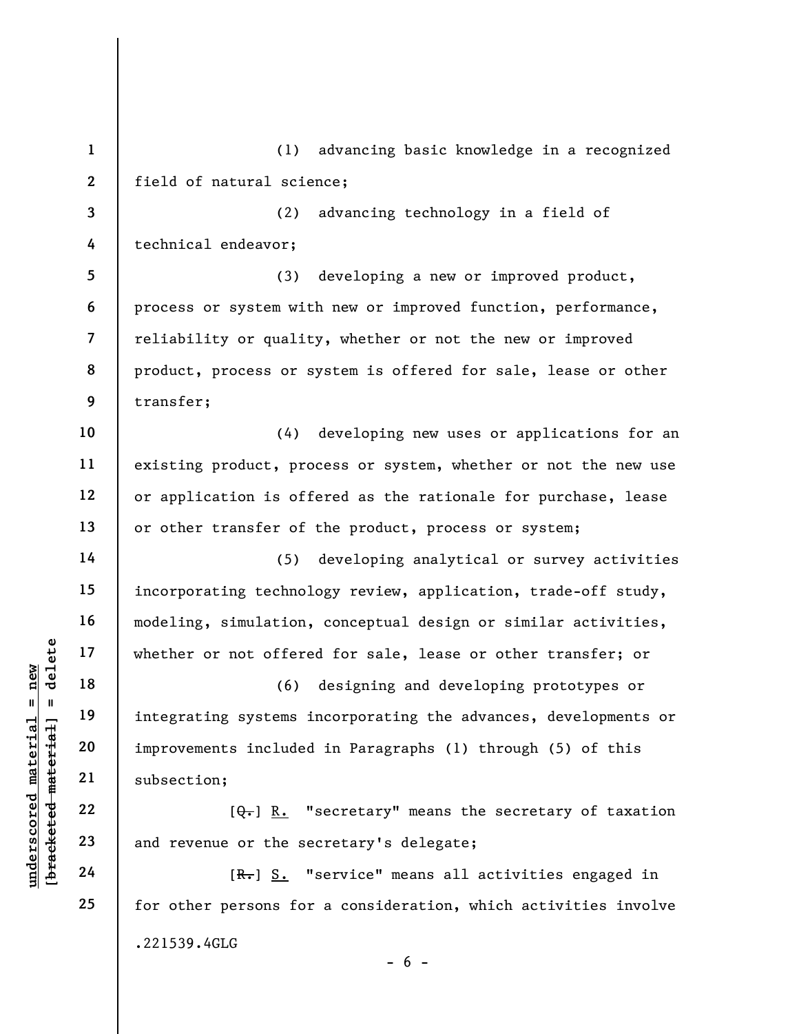(1) advancing basic knowledge in a recognized field of natural science;

(2) advancing technology in a field of technical endeavor;

(3) developing a new or improved product, process or system with new or improved function, performance, reliability or quality, whether or not the new or improved product, process or system is offered for sale, lease or other transfer;

(4) developing new uses or applications for an existing product, process or system, whether or not the new use or application is offered as the rationale for purchase, lease or other transfer of the product, process or system;

(5) developing analytical or survey activities incorporating technology review, application, trade-off study, modeling, simulation, conceptual design or similar activities, whether or not offered for sale, lease or other transfer; or

(6) designing and developing prototypes or integrating systems incorporating the advances, developments or improvements included in Paragraphs (1) through (5) of this subsection;

[~~Q.~~] R. "secretary" means the secretary of taxation and revenue or the secretary's delegate;

[~~R.~~] S. "service" means all activities engaged in for other persons for a consideration, which activities involve

.221539.4GLG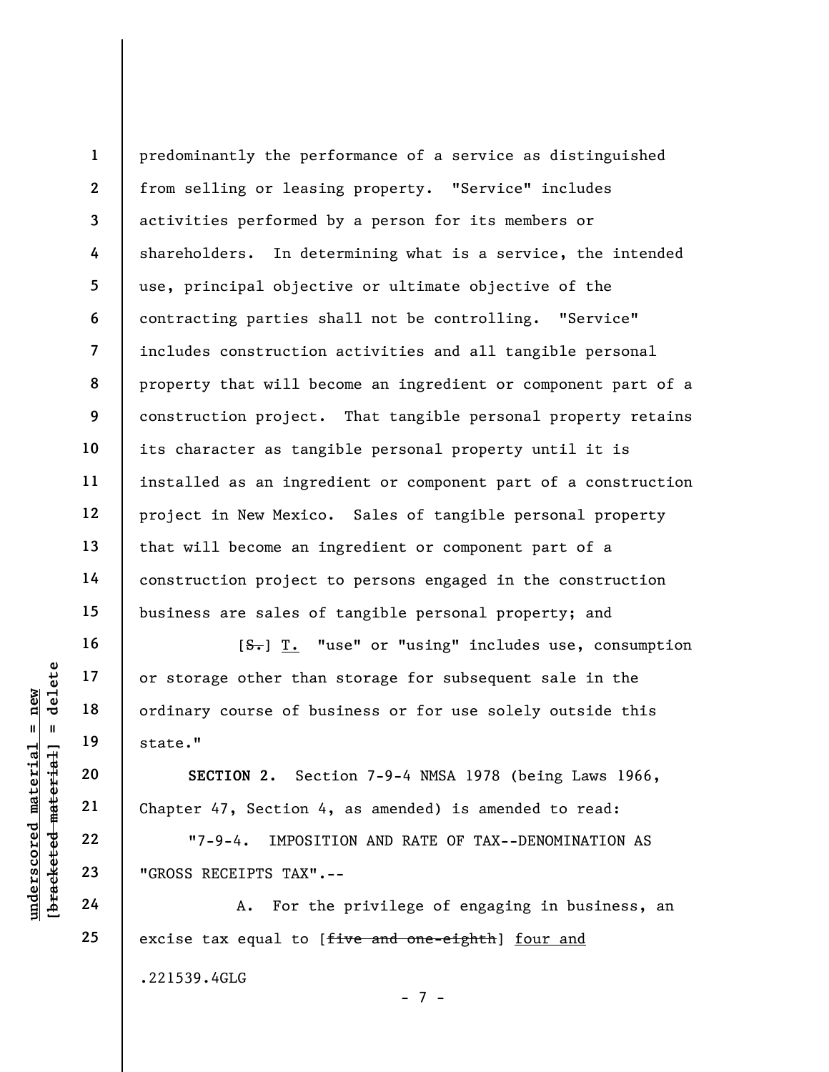predominantly the performance of a service as distinguished from selling or leasing property. "Service" includes activities performed by a person for its members or shareholders. In determining what is a service, the intended use, principal objective or ultimate objective of the contracting parties shall not be controlling. "Service" includes construction activities and all tangible personal property that will become an ingredient or component part of a construction project. That tangible personal property retains its character as tangible personal property until it is installed as an ingredient or component part of a construction project in New Mexico. Sales of tangible personal property that will become an ingredient or component part of a construction project to persons engaged in the construction business are sales of tangible personal property; and

[~~S.~~] T. "use" or "using" includes use, consumption or storage other than storage for subsequent sale in the ordinary course of business or for use solely outside this state."

**SECTION 2.** Section 7-9-4 NMSA 1978 (being Laws 1966, Chapter 47, Section 4, as amended) is amended to read:

"7-9-4. IMPOSITION AND RATE OF TAX--DENOMINATION AS "GROSS RECEIPTS TAX".--

A. For the privilege of engaging in business, an excise tax equal to [~~five and one-eighth~~] four and

.221539.4GLG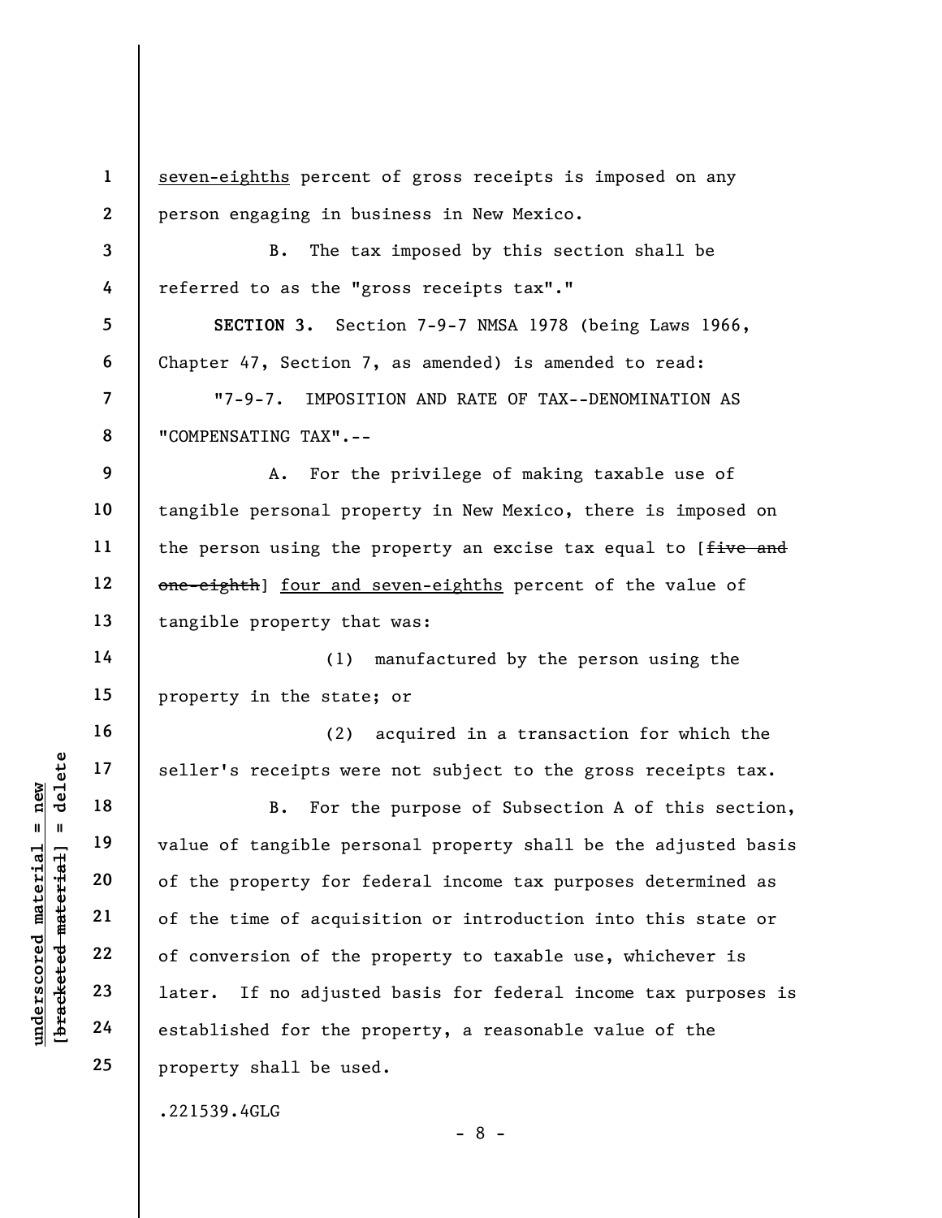seven-eighths percent of gross receipts is imposed on any person engaging in business in New Mexico.

B. The tax imposed by this section shall be referred to as the "gross receipts tax"."

**SECTION 3.** Section 7-9-7 NMSA 1978 (being Laws 1966, Chapter 47, Section 7, as amended) is amended to read:

"7-9-7. IMPOSITION AND RATE OF TAX--DENOMINATION AS "COMPENSATING TAX".--

A. For the privilege of making taxable use of tangible personal property in New Mexico, there is imposed on the person using the property an excise tax equal to [~~five and one-eighth~~] four and seven-eighths percent of the value of tangible property that was:

(1) manufactured by the person using the property in the state; or

(2) acquired in a transaction for which the seller's receipts were not subject to the gross receipts tax.

B. For the purpose of Subsection A of this section, value of tangible personal property shall be the adjusted basis of the property for federal income tax purposes determined as of the time of acquisition or introduction into this state or of conversion of the property to taxable use, whichever is later. If no adjusted basis for federal income tax purposes is established for the property, a reasonable value of the property shall be used.

.221539.4GLG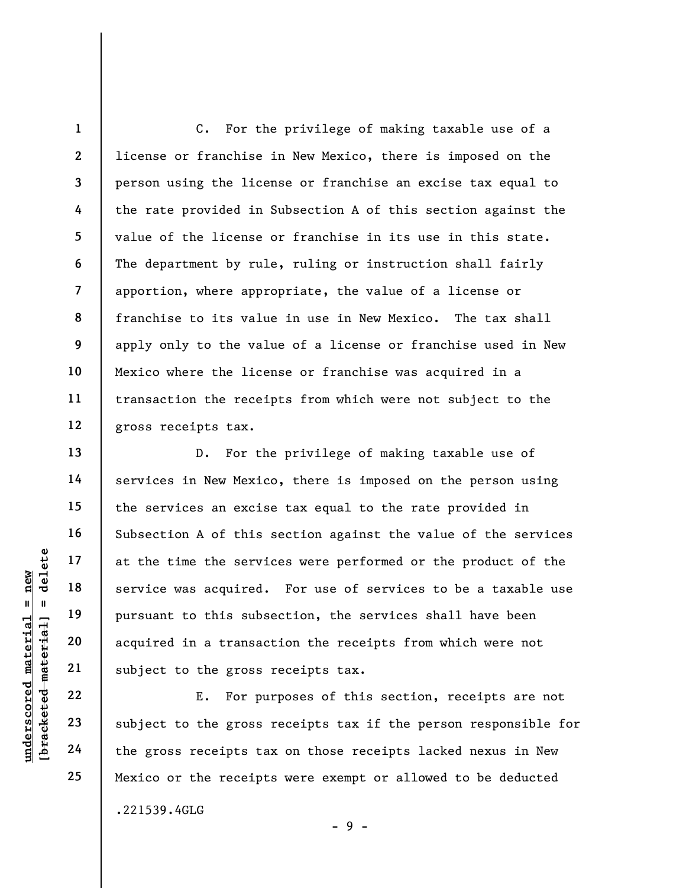C. For the privilege of making taxable use of a license or franchise in New Mexico, there is imposed on the person using the license or franchise an excise tax equal to the rate provided in Subsection A of this section against the value of the license or franchise in its use in this state. The department by rule, ruling or instruction shall fairly apportion, where appropriate, the value of a license or franchise to its value in use in New Mexico. The tax shall apply only to the value of a license or franchise used in New Mexico where the license or franchise was acquired in a transaction the receipts from which were not subject to the gross receipts tax.

D. For the privilege of making taxable use of services in New Mexico, there is imposed on the person using the services an excise tax equal to the rate provided in Subsection A of this section against the value of the services at the time the services were performed or the product of the service was acquired. For use of services to be a taxable use pursuant to this subsection, the services shall have been acquired in a transaction the receipts from which were not subject to the gross receipts tax.

E. For purposes of this section, receipts are not subject to the gross receipts tax if the person responsible for the gross receipts tax on those receipts lacked nexus in New Mexico or the receipts were exempt or allowed to be deducted

.221539.4GLG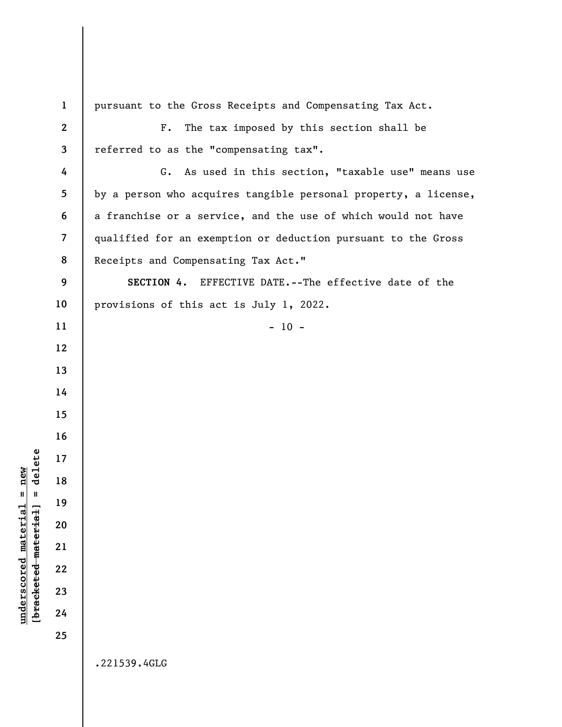pursuant to the Gross Receipts and Compensating Tax Act.

F. The tax imposed by this section shall be referred to as the "compensating tax".

G. As used in this section, "taxable use" means use by a person who acquires tangible personal property, a license, a franchise or a service, and the use of which would not have qualified for an exemption or deduction pursuant to the Gross Receipts and Compensating Tax Act."

**SECTION 4.** EFFECTIVE DATE.--The effective date of the provisions of this act is July 1, 2022.

.221539.4GLG